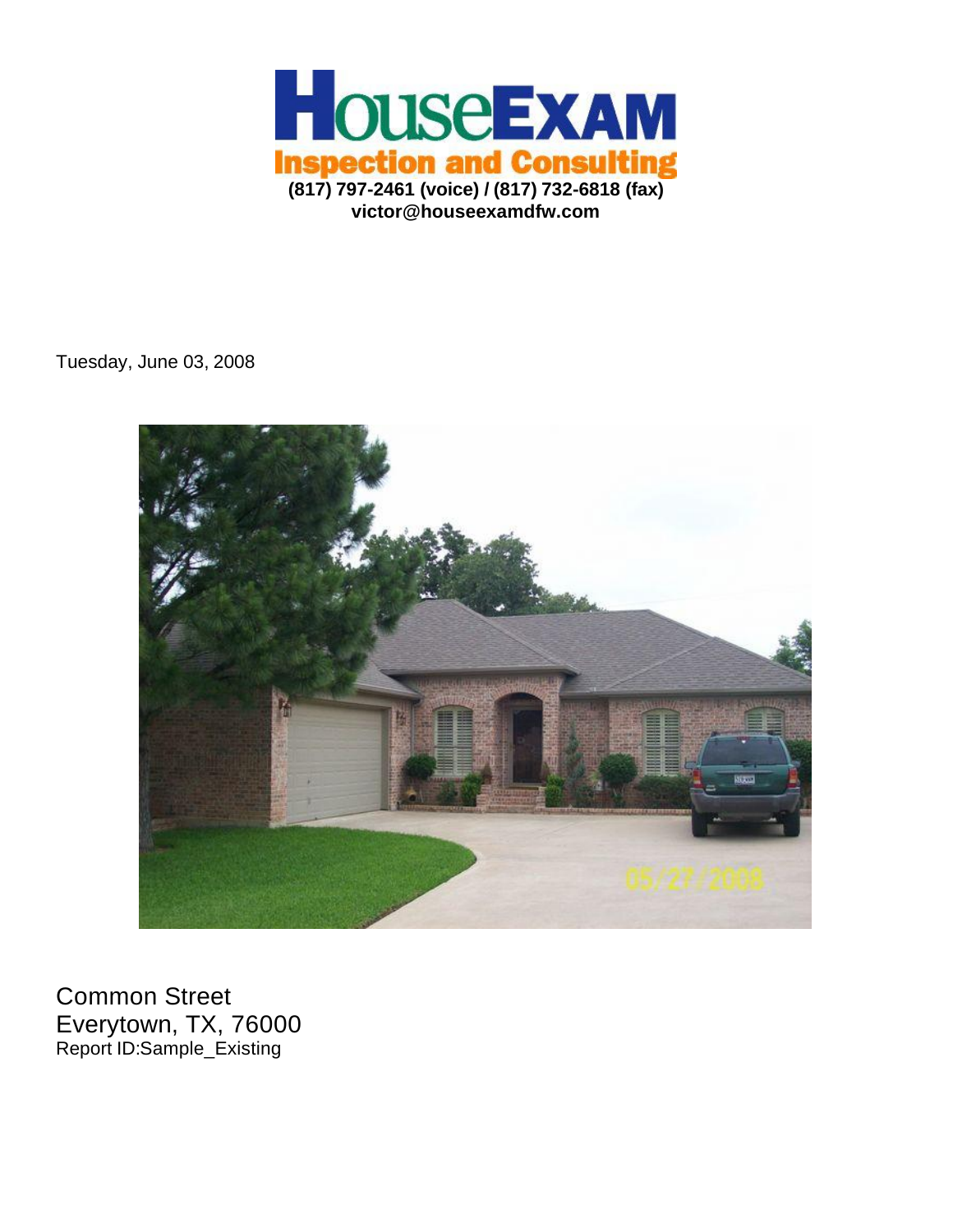# HouseEXAM

**Inspection and Consulting**

**(817) 797-2461 (voice) / (817) 732-6818 (fax)**

**victor@houseexamdfw.com**

Tuesday, June 03, 2008

Common Street

Everytown, TX, 76000

Report ID:Sample_Existing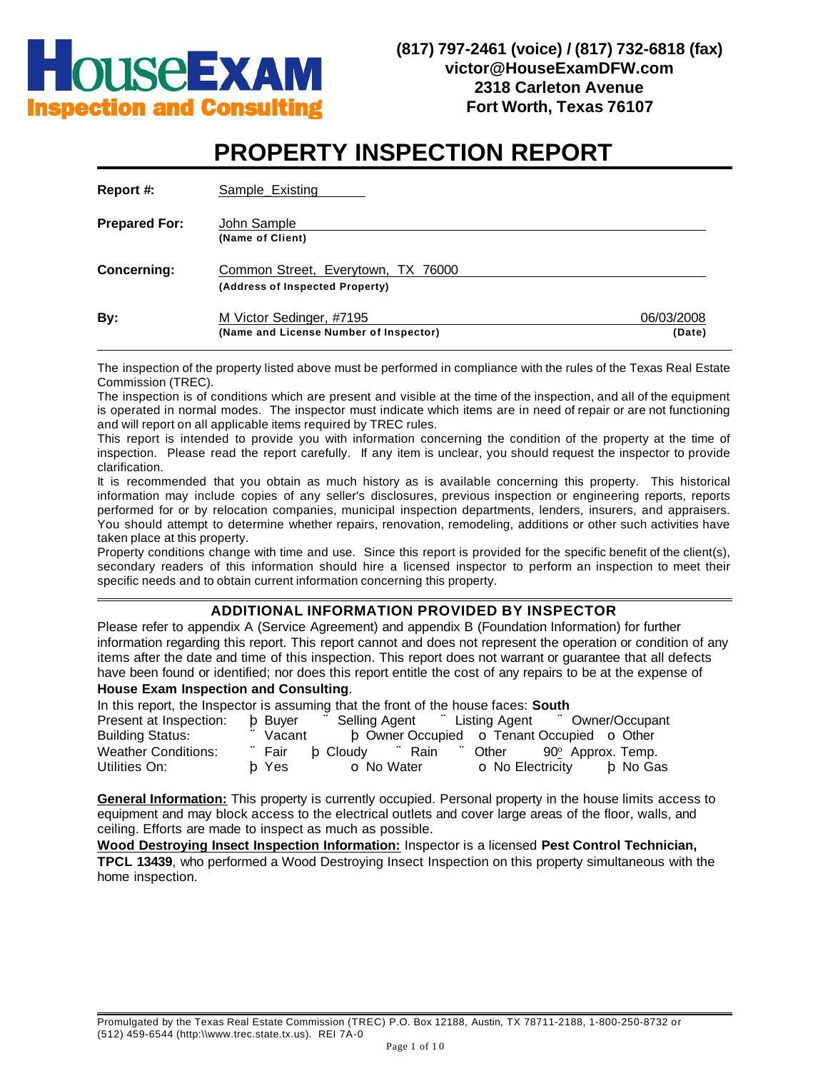**HouseEXAM**
**Inspection and Consulting**

**(817) 797-2461 (voice) / (817) 732-6818 (fax)**
**victor@HouseExamDFW.com**
**2318 Carleton Avenue**
**Fort Worth, Texas 76107**

# PROPERTY INSPECTION REPORT

**Report #:** Sample_Existing

**Prepared For:** John Sample
**(Name of Client)**

**Concerning:** Common Street, Everytown, TX 76000
**(Address of Inspected Property)**

**By:** M Victor Sedinger, #7195 — 06/03/2008
**(Name and License Number of Inspector)** — **(Date)**

The inspection of the property listed above must be performed in compliance with the rules of the Texas Real Estate Commission (TREC).
The inspection is of conditions which are present and visible at the time of the inspection, and all of the equipment is operated in normal modes. The inspector must indicate which items are in need of repair or are not functioning and will report on all applicable items required by TREC rules.
This report is intended to provide you with information concerning the condition of the property at the time of inspection. Please read the report carefully. If any item is unclear, you should request the inspector to provide clarification.
It is recommended that you obtain as much history as is available concerning this property. This historical information may include copies of any seller's disclosures, previous inspection or engineering reports, reports performed for or by relocation companies, municipal inspection departments, lenders, insurers, and appraisers. You should attempt to determine whether repairs, renovation, remodeling, additions or other such activities have taken place at this property.
Property conditions change with time and use. Since this report is provided for the specific benefit of the client(s), secondary readers of this information should hire a licensed inspector to perform an inspection to meet their specific needs and to obtain current information concerning this property.

## ADDITIONAL INFORMATION PROVIDED BY INSPECTOR

Please refer to appendix A (Service Agreement) and appendix B (Foundation Information) for further information regarding this report. This report cannot and does not represent the operation or condition of any items after the date and time of this inspection. This report does not warrant or guarantee that all defects have been found or identified; nor does this report entitle the cost of any repairs to be at the expense of **House Exam Inspection and Consulting**.

In this report, the Inspector is assuming that the front of the house faces: **South**

| | | | | |
|---|---|---|---|---|
| Present at Inspection: | þ Buyer | ¨ Selling Agent | ¨ Listing Agent | ¨ Owner/Occupant |
| Building Status: | ¨ Vacant | þ Owner Occupied | o Tenant Occupied | o Other |
| Weather Conditions: | ¨ Fair | þ Cloudy | ¨ Rain | ¨ Other 90° Approx. Temp. |
| Utilities On: | þ Yes | o No Water | o No Electricity | þ No Gas |

**General Information:** This property is currently occupied. Personal property in the house limits access to equipment and may block access to the electrical outlets and cover large areas of the floor, walls, and ceiling. Efforts are made to inspect as much as possible.

**Wood Destroying Insect Inspection Information:** Inspector is a licensed **Pest Control Technician, TPCL 13439**, who performed a Wood Destroying Insect Inspection on this property simultaneous with the home inspection.

Promulgated by the Texas Real Estate Commission (TREC) P.O. Box 12188, Austin, TX 78711-2188, 1-800-250-8732 or (512) 459-6544 (http:\\www.trec.state.tx.us). REI 7A-0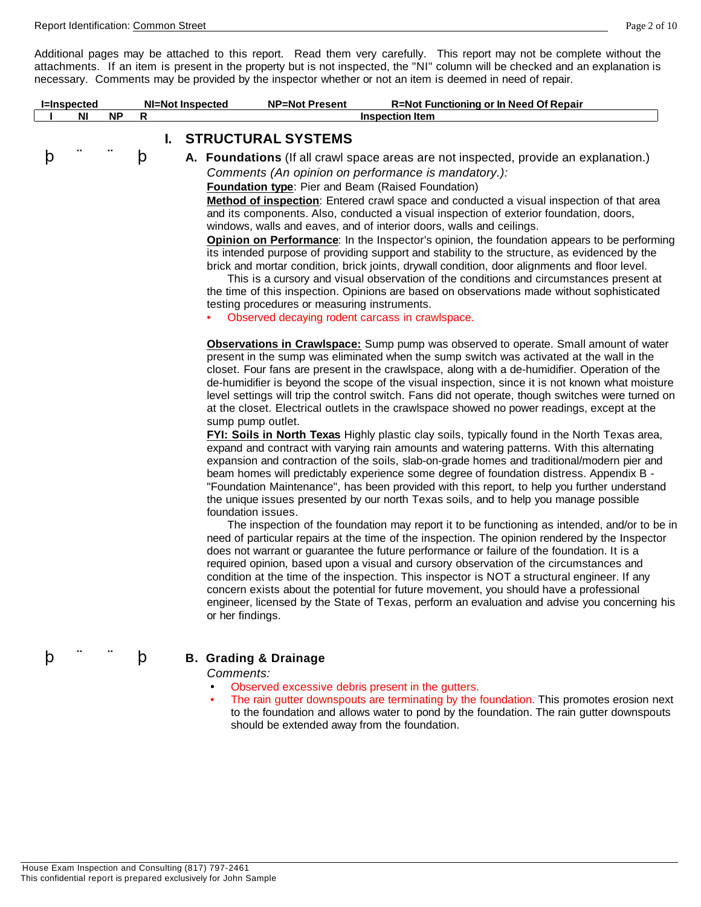Additional pages may be attached to this report. Read them very carefully. This report may not be complete without the attachments. If an item is present in the property but is not inspected, the "NI" column will be checked and an explanation is necessary. Comments may be provided by the inspector whether or not an item is deemed in need of repair.

I=Inspected NI=Not Inspected NP=Not Present R=Not Functioning or In Need Of Repair

| I | NI | NP | R | Inspection Item |
|---|---|---|---|---|

## I. STRUCTURAL SYSTEMS

þ ¨ ¨ þ **A. Foundations** (If all crawl space areas are not inspected, provide an explanation.)

*Comments (An opinion on performance is mandatory.):*

**Foundation type**: Pier and Beam (Raised Foundation)

**Method of inspection**: Entered crawl space and conducted a visual inspection of that area and its components. Also, conducted a visual inspection of exterior foundation, doors, windows, walls and eaves, and of interior doors, walls and ceilings.

**Opinion on Performance**: In the Inspector's opinion, the foundation appears to be performing its intended purpose of providing support and stability to the structure, as evidenced by the brick and mortar condition, brick joints, drywall condition, door alignments and floor level.

This is a cursory and visual observation of the conditions and circumstances present at the time of this inspection. Opinions are based on observations made without sophisticated testing procedures or measuring instruments.

- Observed decaying rodent carcass in crawlspace.

**Observations in Crawlspace:** Sump pump was observed to operate. Small amount of water present in the sump was eliminated when the sump switch was activated at the wall in the closet. Four fans are present in the crawlspace, along with a de-humidifier. Operation of the de-humidifier is beyond the scope of the visual inspection, since it is not known what moisture level settings will trip the control switch. Fans did not operate, though switches were turned on at the closet. Electrical outlets in the crawlspace showed no power readings, except at the sump pump outlet.

**FYI: Soils in North Texas** Highly plastic clay soils, typically found in the North Texas area, expand and contract with varying rain amounts and watering patterns. With this alternating expansion and contraction of the soils, slab-on-grade homes and traditional/modern pier and beam homes will predictably experience some degree of foundation distress. Appendix B - "Foundation Maintenance", has been provided with this report, to help you further understand the unique issues presented by our north Texas soils, and to help you manage possible foundation issues.

The inspection of the foundation may report it to be functioning as intended, and/or to be in need of particular repairs at the time of the inspection. The opinion rendered by the Inspector does not warrant or guarantee the future performance or failure of the foundation. It is a required opinion, based upon a visual and cursory observation of the circumstances and condition at the time of the inspection. This inspector is NOT a structural engineer. If any concern exists about the potential for future movement, you should have a professional engineer, licensed by the State of Texas, perform an evaluation and advise you concerning his or her findings.

þ ¨ ¨ þ **B. Grading & Drainage**

*Comments:*

- Observed excessive debris present in the gutters.
- The rain gutter downspouts are terminating by the foundation. This promotes erosion next to the foundation and allows water to pond by the foundation. The rain gutter downspouts should be extended away from the foundation.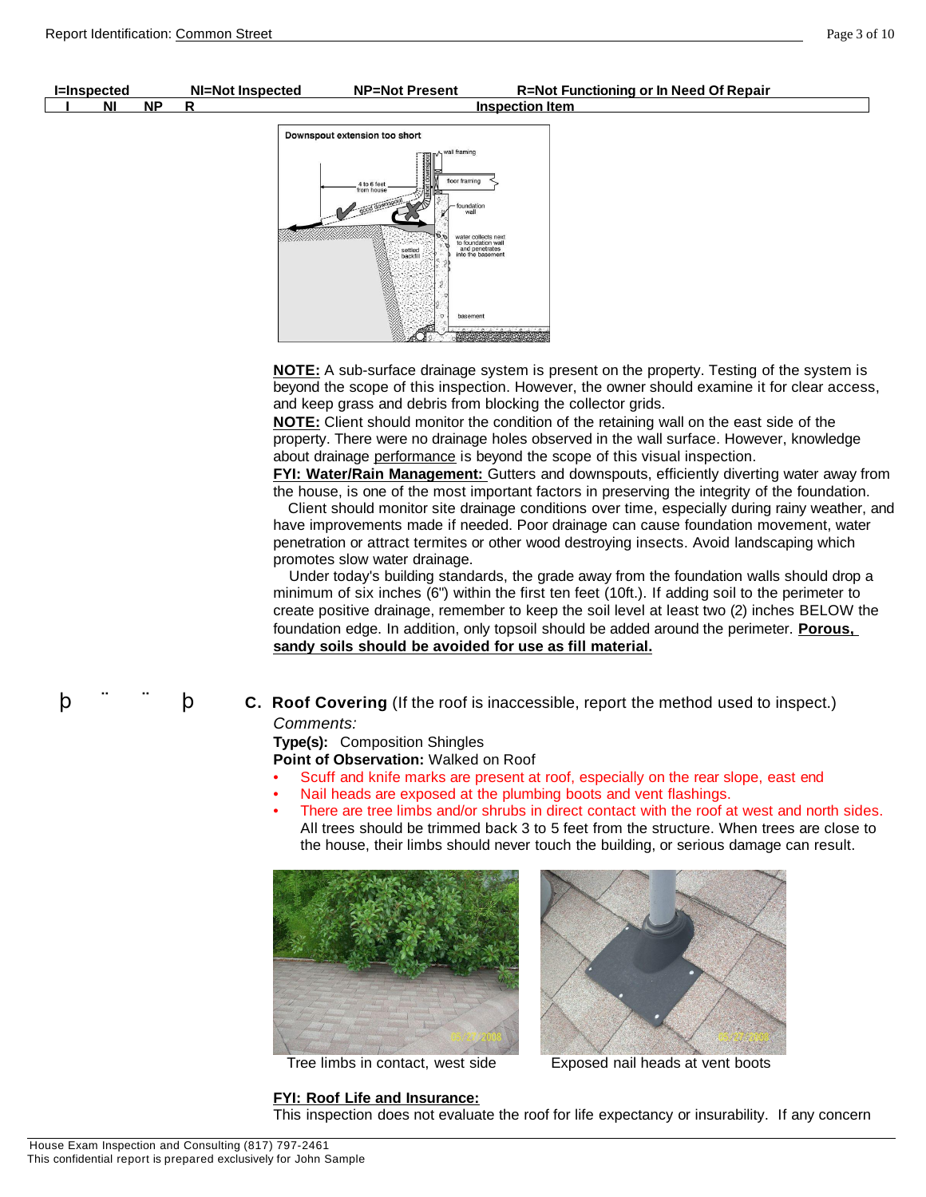| I=Inspected | NI=Not Inspected | NP=Not Present | R=Not Functioning or In Need Of Repair |
|---|---|---|---|
| I NI NP R | Inspection Item | | |

**NOTE:** A sub-surface drainage system is present on the property. Testing of the system is beyond the scope of this inspection. However, the owner should examine it for clear access, and keep grass and debris from blocking the collector grids.

**NOTE:** Client should monitor the condition of the retaining wall on the east side of the property. There were no drainage holes observed in the wall surface. However, knowledge about drainage performance is beyond the scope of this visual inspection.

**FYI: Water/Rain Management:** Gutters and downspouts, efficiently diverting water away from the house, is one of the most important factors in preserving the integrity of the foundation.

Client should monitor site drainage conditions over time, especially during rainy weather, and have improvements made if needed. Poor drainage can cause foundation movement, water penetration or attract termites or other wood destroying insects. Avoid landscaping which promotes slow water drainage.

Under today's building standards, the grade away from the foundation walls should drop a minimum of six inches (6") within the first ten feet (10ft.). If adding soil to the perimeter to create positive drainage, remember to keep the soil level at least two (2) inches BELOW the foundation edge. In addition, only topsoil should be added around the perimeter. **Porous, sandy soils should be avoided for use as fill material.**

þ ¨ ¨ þ **C. Roof Covering** (If the roof is inaccessible, report the method used to inspect.)

*Comments:*

**Type(s):** Composition Shingles

**Point of Observation:** Walked on Roof

- Scuff and knife marks are present at roof, especially on the rear slope, east end
- Nail heads are exposed at the plumbing boots and vent flashings.
- There are tree limbs and/or shrubs in direct contact with the roof at west and north sides. All trees should be trimmed back 3 to 5 feet from the structure. When trees are close to the house, their limbs should never touch the building, or serious damage can result.

Tree limbs in contact, west side

Exposed nail heads at vent boots

**FYI: Roof Life and Insurance:**

This inspection does not evaluate the roof for life expectancy or insurability. If any concern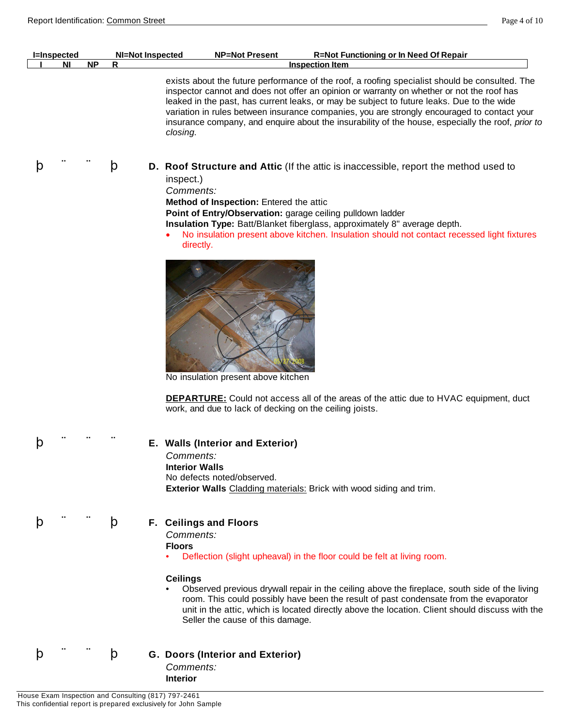| I=Inspected | NI=Not Inspected | NP=Not Present | R=Not Functioning or In Need Of Repair |
|---|---|---|---|

| I | NI | NP | R | Inspection Item |
|---|---|---|---|---|

exists about the future performance of the roof, a roofing specialist should be consulted. The inspector cannot and does not offer an opinion or warranty on whether or not the roof has leaked in the past, has current leaks, or may be subject to future leaks. Due to the wide variation in rules between insurance companies, you are strongly encouraged to contact your insurance company, and enquire about the insurability of the house, especially the roof, *prior to closing.*

þ ¨ ¨ þ **D. Roof Structure and Attic** (If the attic is inaccessible, report the method used to inspect.)

*Comments:*

**Method of Inspection:** Entered the attic

**Point of Entry/Observation:** garage ceiling pulldown ladder

**Insulation Type:** Batt/Blanket fiberglass, approximately 8" average depth.

- No insulation present above kitchen. Insulation should not contact recessed light fixtures directly.

No insulation present above kitchen

**DEPARTURE:** Could not access all of the areas of the attic due to HVAC equipment, duct work, and due to lack of decking on the ceiling joists.

þ ¨ ¨ ¨ **E. Walls (Interior and Exterior)**

*Comments:*

**Interior Walls**

No defects noted/observed.

**Exterior Walls** Cladding materials: Brick with wood siding and trim.

þ ¨ ¨ þ **F. Ceilings and Floors**

*Comments:*

**Floors**

- Deflection (slight upheaval) in the floor could be felt at living room.

**Ceilings**

- Observed previous drywall repair in the ceiling above the fireplace, south side of the living room. This could possibly have been the result of past condensate from the evaporator unit in the attic, which is located directly above the location. Client should discuss with the Seller the cause of this damage.

þ ¨ ¨ þ **G. Doors (Interior and Exterior)**

*Comments:*

**Interior**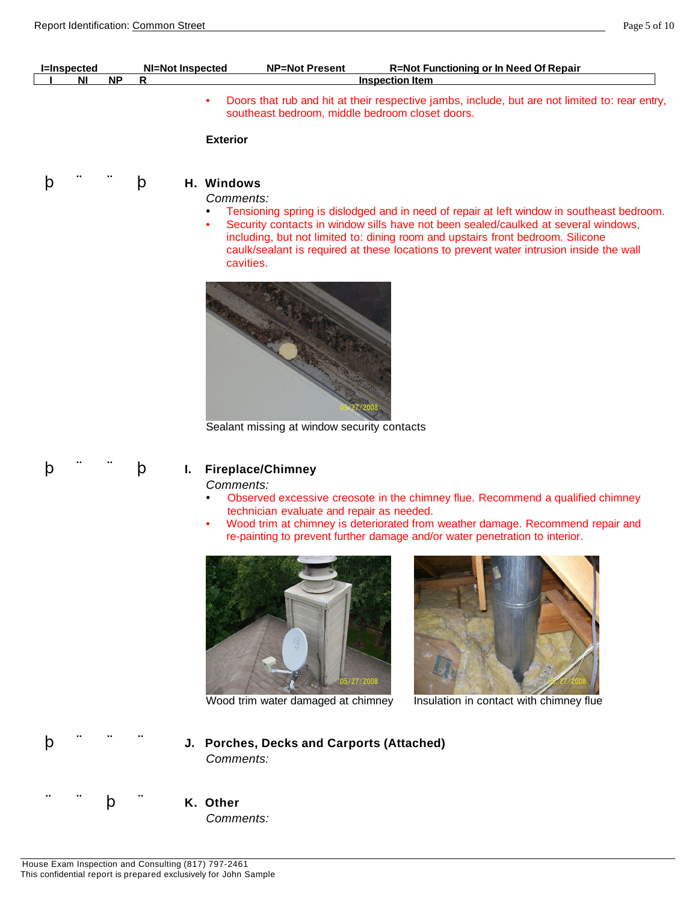| I=Inspected | NI=Not Inspected | NP=Not Present | R=Not Functioning or In Need Of Repair |
|---|---|---|---|

| I | NI | NP | R | Inspection Item |
|---|---|---|---|---|

- Doors that rub and hit at their respective jambs, include, but are not limited to: rear entry, southeast bedroom, middle bedroom closet doors.

**Exterior**

| I | NI | NP | R | |
|---|---|---|---|---|
| þ | ¨ | ¨ | þ | **H. Windows** |

*Comments:*

- Tensioning spring is dislodged and in need of repair at left window in southeast bedroom.
- Security contacts in window sills have not been sealed/caulked at several windows, including, but not limited to: dining room and upstairs front bedroom. Silicone caulk/sealant is required at these locations to prevent water intrusion inside the wall cavities.

Sealant missing at window security contacts

| I | NI | NP | R | |
|---|---|---|---|---|
| þ | ¨ | ¨ | þ | **I. Fireplace/Chimney** |

*Comments:*

- Observed excessive creosote in the chimney flue. Recommend a qualified chimney technician evaluate and repair as needed.
- Wood trim at chimney is deteriorated from weather damage. Recommend repair and re-painting to prevent further damage and/or water penetration to interior.

Wood trim water damaged at chimney

Insulation in contact with chimney flue

| I | NI | NP | R | |
|---|---|---|---|---|
| þ | ¨ | ¨ | ¨ | **J. Porches, Decks and Carports (Attached)** |

*Comments:*

| I | NI | NP | R | |
|---|---|---|---|---|
| ¨ | ¨ | þ | ¨ | **K. Other** |

*Comments:*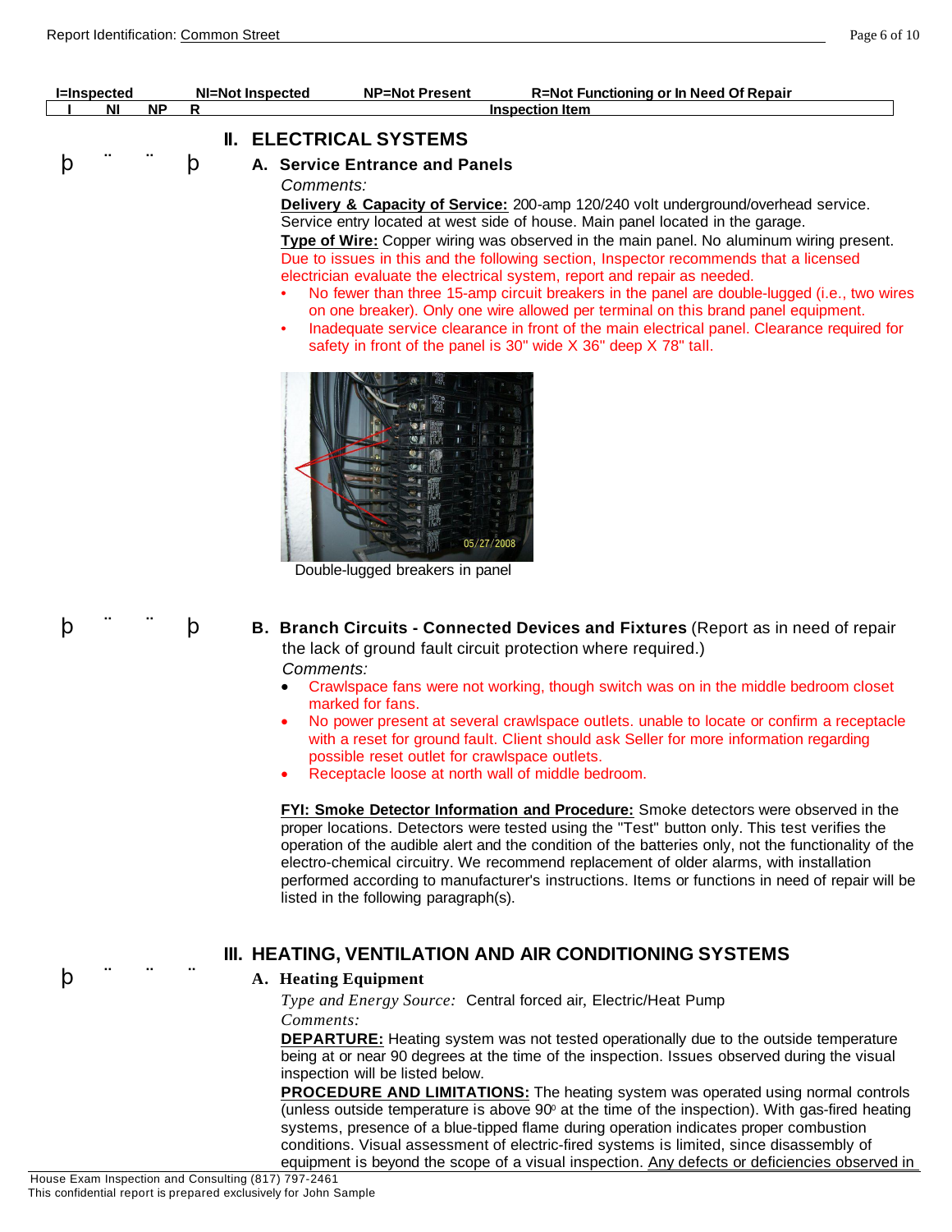| I=Inspected | NI=Not Inspected | NP=Not Present | R=Not Functioning or In Need Of Repair |
|---|---|---|---|

| I | NI | NP | R | Inspection Item |
|---|---|---|---|---|

## II. ELECTRICAL SYSTEMS

þ ¨ ¨ þ **A. Service Entrance and Panels**

*Comments:*

**Delivery & Capacity of Service:** 200-amp 120/240 volt underground/overhead service. Service entry located at west side of house. Main panel located in the garage.

**Type of Wire:** Copper wiring was observed in the main panel. No aluminum wiring present.

Due to issues in this and the following section, Inspector recommends that a licensed electrician evaluate the electrical system, report and repair as needed.

- No fewer than three 15-amp circuit breakers in the panel are double-lugged (i.e., two wires on one breaker). Only one wire allowed per terminal on this brand panel equipment.
- Inadequate service clearance in front of the main electrical panel. Clearance required for safety in front of the panel is 30" wide X 36" deep X 78" tall.

Double-lugged breakers in panel

þ ¨ ¨ þ **B. Branch Circuits - Connected Devices and Fixtures** (Report as in need of repair the lack of ground fault circuit protection where required.)

*Comments:*

- Crawlspace fans were not working, though switch was on in the middle bedroom closet marked for fans.
- No power present at several crawlspace outlets. unable to locate or confirm a receptacle with a reset for ground fault. Client should ask Seller for more information regarding possible reset outlet for crawlspace outlets.
- Receptacle loose at north wall of middle bedroom.

**FYI: Smoke Detector Information and Procedure:** Smoke detectors were observed in the proper locations. Detectors were tested using the "Test" button only. This test verifies the operation of the audible alert and the condition of the batteries only, not the functionality of the electro-chemical circuitry. We recommend replacement of older alarms, with installation performed according to manufacturer's instructions. Items or functions in need of repair will be listed in the following paragraph(s).

## III. HEATING, VENTILATION AND AIR CONDITIONING SYSTEMS

þ ¨ ¨ ¨ **A. Heating Equipment**

*Type and Energy Source:* Central forced air, Electric/Heat Pump

*Comments:*

**DEPARTURE:** Heating system was not tested operationally due to the outside temperature being at or near 90 degrees at the time of the inspection. Issues observed during the visual inspection will be listed below.

**PROCEDURE AND LIMITATIONS:** The heating system was operated using normal controls (unless outside temperature is above 90° at the time of the inspection). With gas-fired heating systems, presence of a blue-tipped flame during operation indicates proper combustion conditions. Visual assessment of electric-fired systems is limited, since disassembly of equipment is beyond the scope of a visual inspection. Any defects or deficiencies observed in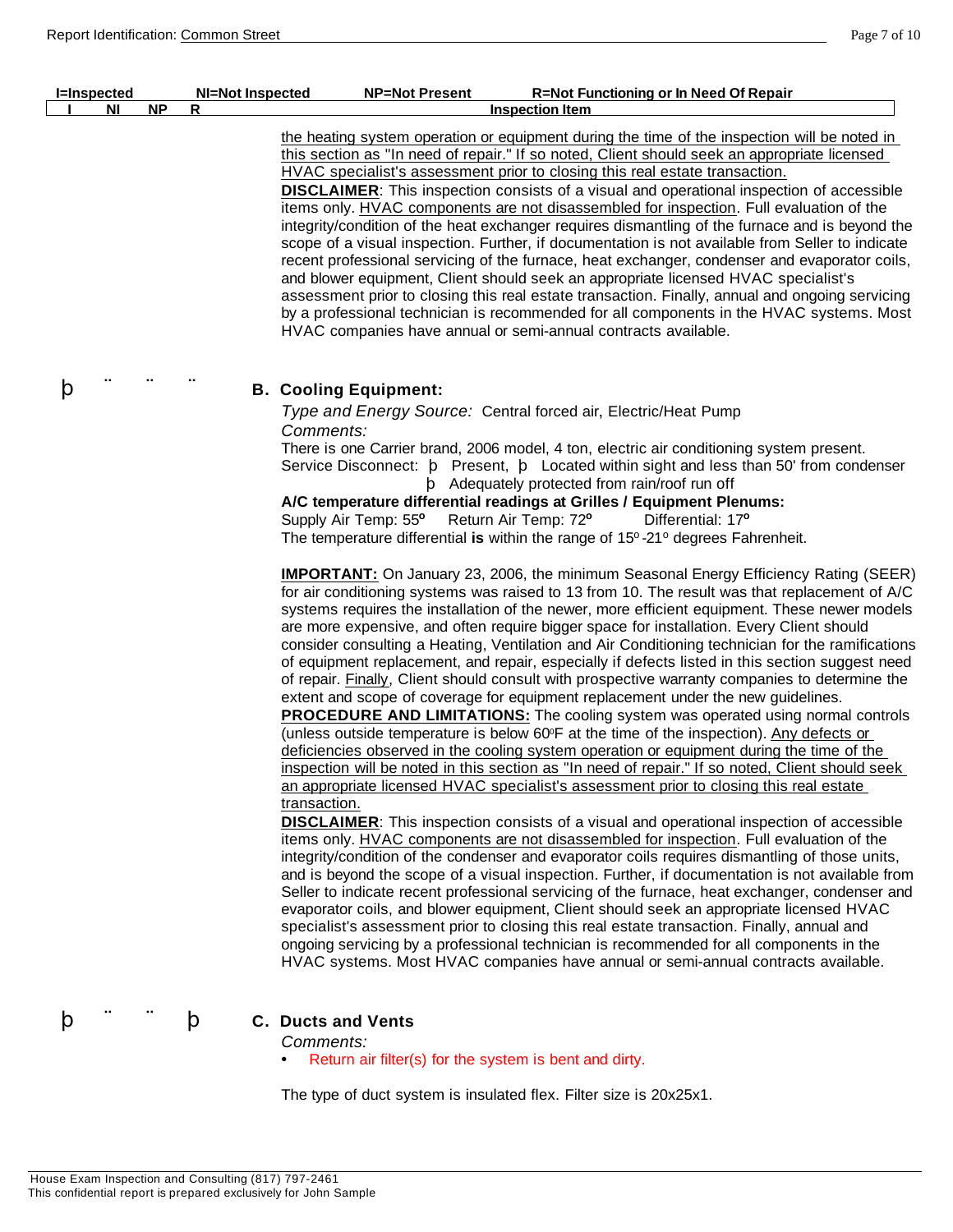| I=Inspected | NI=Not Inspected | NP=Not Present | R=Not Functioning or In Need Of Repair |
|---|---|---|---|

| I | NI | NP | R | Inspection Item |
|---|---|---|---|---|

the heating system operation or equipment during the time of the inspection will be noted in this section as "In need of repair." If so noted, Client should seek an appropriate licensed HVAC specialist's assessment prior to closing this real estate transaction.

**DISCLAIMER**: This inspection consists of a visual and operational inspection of accessible items only. HVAC components are not disassembled for inspection. Full evaluation of the integrity/condition of the heat exchanger requires dismantling of the furnace and is beyond the scope of a visual inspection. Further, if documentation is not available from Seller to indicate recent professional servicing of the furnace, heat exchanger, condenser and evaporator coils, and blower equipment, Client should seek an appropriate licensed HVAC specialist's assessment prior to closing this real estate transaction. Finally, annual and ongoing servicing by a professional technician is recommended for all components in the HVAC systems. Most HVAC companies have annual or semi-annual contracts available.

þ ¨ ¨ ¨

### B. Cooling Equipment:

*Type and Energy Source:* Central forced air, Electric/Heat Pump

*Comments:*

There is one Carrier brand, 2006 model, 4 ton, electric air conditioning system present.

Service Disconnect: þ Present, þ Located within sight and less than 50' from condenser
þ Adequately protected from rain/roof run off

**A/C temperature differential readings at Grilles / Equipment Plenums:**

Supply Air Temp: 55**°** Return Air Temp: 72**°** Differential: 17**°**

The temperature differential **is** within the range of 15°-21° degrees Fahrenheit.

**IMPORTANT:** On January 23, 2006, the minimum Seasonal Energy Efficiency Rating (SEER) for air conditioning systems was raised to 13 from 10. The result was that replacement of A/C systems requires the installation of the newer, more efficient equipment. These newer models are more expensive, and often require bigger space for installation. Every Client should consider consulting a Heating, Ventilation and Air Conditioning technician for the ramifications of equipment replacement, and repair, especially if defects listed in this section suggest need of repair. Finally, Client should consult with prospective warranty companies to determine the extent and scope of coverage for equipment replacement under the new guidelines.

**PROCEDURE AND LIMITATIONS:** The cooling system was operated using normal controls (unless outside temperature is below 60°F at the time of the inspection). Any defects or deficiencies observed in the cooling system operation or equipment during the time of the inspection will be noted in this section as "In need of repair." If so noted, Client should seek an appropriate licensed HVAC specialist's assessment prior to closing this real estate transaction.

**DISCLAIMER**: This inspection consists of a visual and operational inspection of accessible items only. HVAC components are not disassembled for inspection. Full evaluation of the integrity/condition of the condenser and evaporator coils requires dismantling of those units, and is beyond the scope of a visual inspection. Further, if documentation is not available from Seller to indicate recent professional servicing of the furnace, heat exchanger, condenser and evaporator coils, and blower equipment, Client should seek an appropriate licensed HVAC specialist's assessment prior to closing this real estate transaction. Finally, annual and ongoing servicing by a professional technician is recommended for all components in the HVAC systems. Most HVAC companies have annual or semi-annual contracts available.

þ ¨ ¨ þ

### C. Ducts and Vents

*Comments:*

- Return air filter(s) for the system is bent and dirty.

The type of duct system is insulated flex. Filter size is 20x25x1.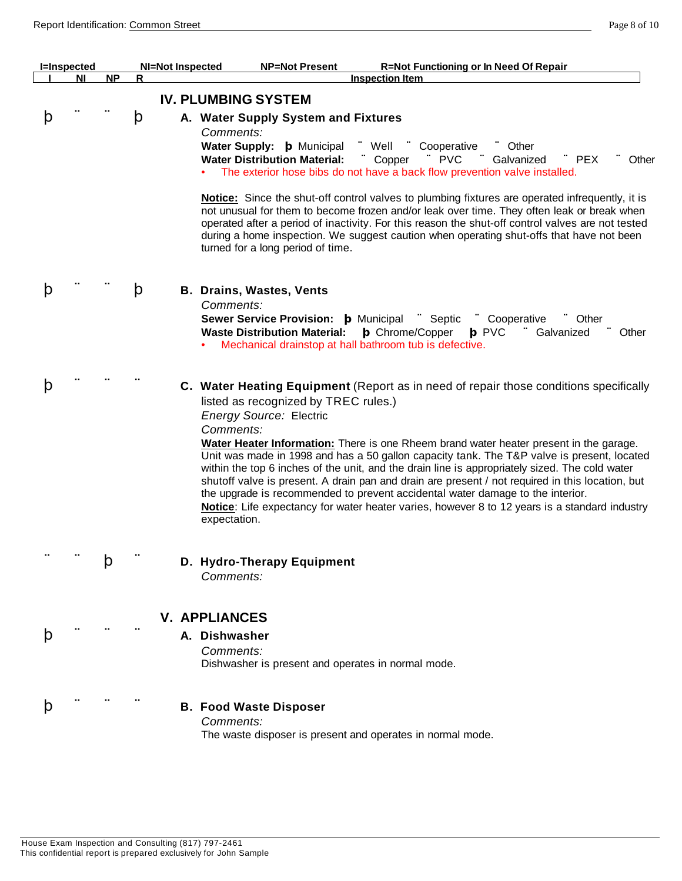| I=Inspected | NI=Not Inspected | NP=Not Present | R=Not Functioning or In Need Of Repair |
|---|---|---|---|

| I | NI | NP | R | Inspection Item |
|---|---|---|---|---|
| | | | | **IV. PLUMBING SYSTEM** |
| þ | ¨ | ¨ | þ | **A. Water Supply System and Fixtures** |
| þ | ¨ | ¨ | þ | **B. Drains, Wastes, Vents** |
| þ | ¨ | ¨ | ¨ | **C. Water Heating Equipment** |
| ¨ | ¨ | þ | ¨ | **D. Hydro-Therapy Equipment** |
| | | | | **V. APPLIANCES** |
| þ | ¨ | ¨ | ¨ | **A. Dishwasher** |
| þ | ¨ | ¨ | ¨ | **B. Food Waste Disposer** |

## IV. PLUMBING SYSTEM

### A. Water Supply System and Fixtures

*Comments:*

**Water Supply:** þ Municipal ¨ Well ¨ Cooperative ¨ Other

**Water Distribution Material:** ¨ Copper ¨ PVC ¨ Galvanized ¨ PEX ¨ Other

- The exterior hose bibs do not have a back flow prevention valve installed.

**Notice:** Since the shut-off control valves to plumbing fixtures are operated infrequently, it is not unusual for them to become frozen and/or leak over time. They often leak or break when operated after a period of inactivity. For this reason the shut-off control valves are not tested during a home inspection. We suggest caution when operating shut-offs that have not been turned for a long period of time.

### B. Drains, Wastes, Vents

*Comments:*

**Sewer Service Provision:** þ Municipal ¨ Septic ¨ Cooperative ¨ Other

**Waste Distribution Material:** þ Chrome/Copper þ PVC ¨ Galvanized ¨ Other

- Mechanical drainstop at hall bathroom tub is defective.

### C. Water Heating Equipment (Report as in need of repair those conditions specifically listed as recognized by TREC rules.)

*Energy Source:* Electric

*Comments:*

**Water Heater Information:** There is one Rheem brand water heater present in the garage. Unit was made in 1998 and has a 50 gallon capacity tank. The T&P valve is present, located within the top 6 inches of the unit, and the drain line is appropriately sized. The cold water shutoff valve is present. A drain pan and drain are present / not required in this location, but the upgrade is recommended to prevent accidental water damage to the interior.

**Notice**: Life expectancy for water heater varies, however 8 to 12 years is a standard industry expectation.

### D. Hydro-Therapy Equipment

*Comments:*

## V. APPLIANCES

### A. Dishwasher

*Comments:*

Dishwasher is present and operates in normal mode.

### B. Food Waste Disposer

*Comments:*

The waste disposer is present and operates in normal mode.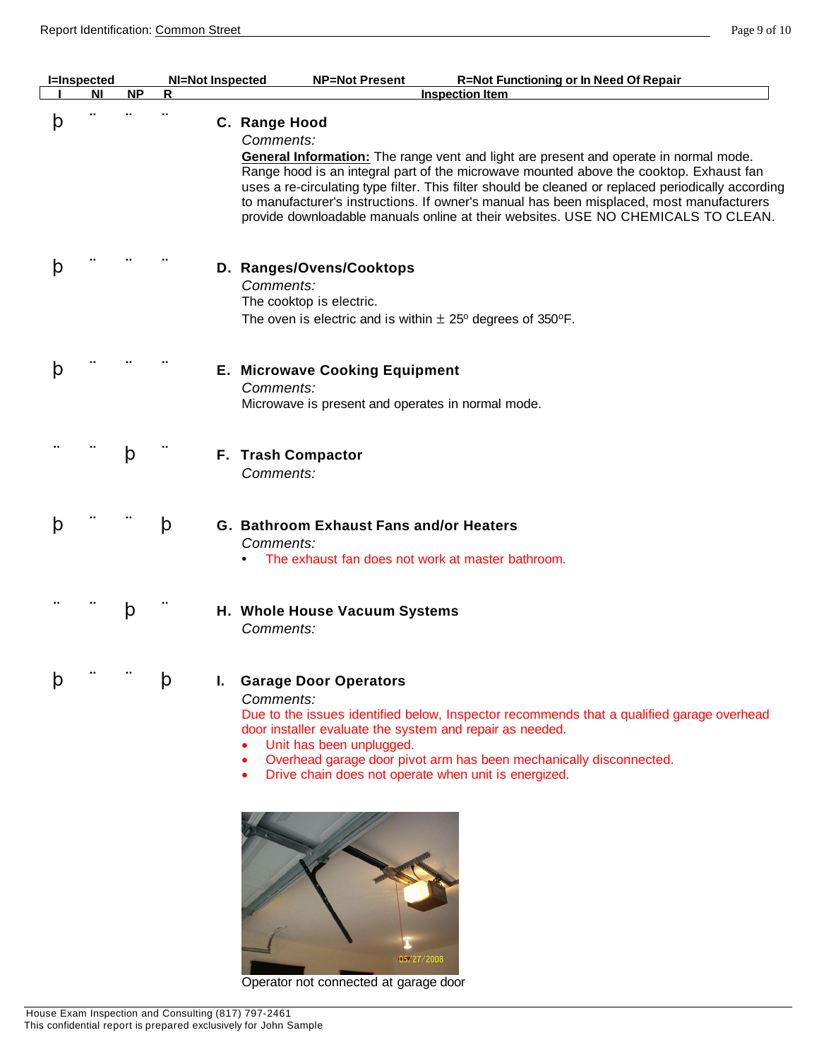| I=Inspected | NI=Not Inspected | NP=Not Present | R=Not Functioning or In Need Of Repair |
|---|---|---|---|

| I | NI | NP | R | Inspection Item |
|---|---|---|---|---|
| þ | ¨ | ¨ | ¨ | **C. Range Hood** |
| þ | ¨ | ¨ | ¨ | **D. Ranges/Ovens/Cooktops** |
| þ | ¨ | ¨ | ¨ | **E. Microwave Cooking Equipment** |
| ¨ | ¨ | þ | ¨ | **F. Trash Compactor** |
| þ | ¨ | ¨ | þ | **G. Bathroom Exhaust Fans and/or Heaters** |
| ¨ | ¨ | þ | ¨ | **H. Whole House Vacuum Systems** |
| þ | ¨ | ¨ | þ | **I. Garage Door Operators** |

### C. Range Hood

*Comments:*

**General Information:** The range vent and light are present and operate in normal mode. Range hood is an integral part of the microwave mounted above the cooktop. Exhaust fan uses a re-circulating type filter. This filter should be cleaned or replaced periodically according to manufacturer's instructions. If owner's manual has been misplaced, most manufacturers provide downloadable manuals online at their websites. USE NO CHEMICALS TO CLEAN.

### D. Ranges/Ovens/Cooktops

*Comments:*

The cooktop is electric.

The oven is electric and is within ± 25º degrees of 350ºF.

### E. Microwave Cooking Equipment

*Comments:*

Microwave is present and operates in normal mode.

### F. Trash Compactor

*Comments:*

### G. Bathroom Exhaust Fans and/or Heaters

*Comments:*

- The exhaust fan does not work at master bathroom.

### H. Whole House Vacuum Systems

*Comments:*

### I. Garage Door Operators

*Comments:*

Due to the issues identified below, Inspector recommends that a qualified garage overhead door installer evaluate the system and repair as needed.

- Unit has been unplugged.
- Overhead garage door pivot arm has been mechanically disconnected.
- Drive chain does not operate when unit is energized.

Operator not connected at garage door

House Exam Inspection and Consulting (817) 797-2461

This confidential report is prepared exclusively for John Sample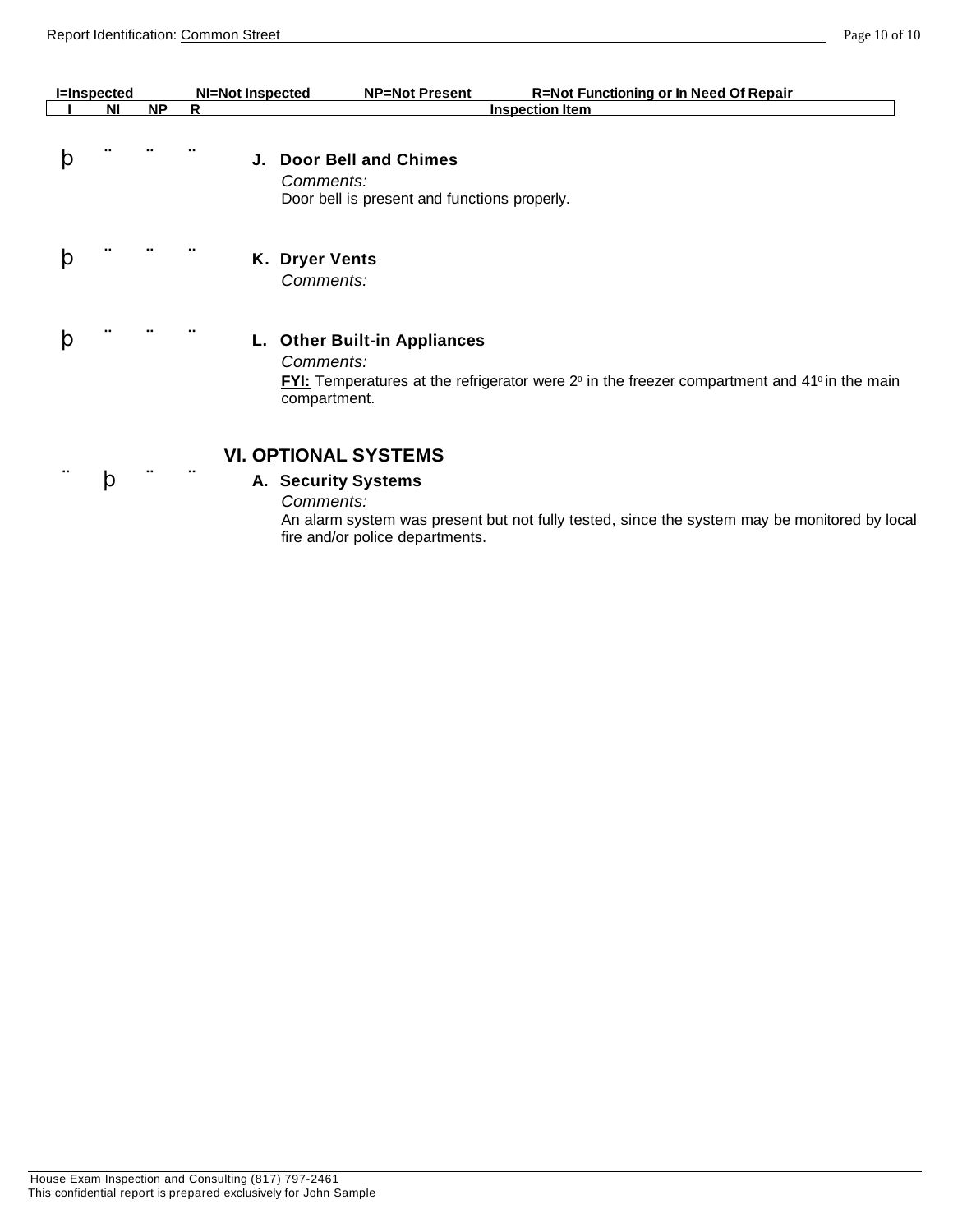I=Inspected NI=Not Inspected NP=Not Present R=Not Functioning or In Need Of Repair

| I | NI | NP | R | Inspection Item |
|---|---|---|---|---|

þ .. .. ..

**J. Door Bell and Chimes**

*Comments:*

Door bell is present and functions properly.

þ .. .. ..

**K. Dryer Vents**

*Comments:*

þ .. .. ..

**L. Other Built-in Appliances**

*Comments:*

**FYI:** Temperatures at the refrigerator were $2^0$ in the freezer compartment and $41^0$ in the main compartment.

## VI. OPTIONAL SYSTEMS

.. þ .. ..

**A. Security Systems**

*Comments:*

An alarm system was present but not fully tested, since the system may be monitored by local fire and/or police departments.

House Exam Inspection and Consulting (817) 797-2461

This confidential report is prepared exclusively for John Sample